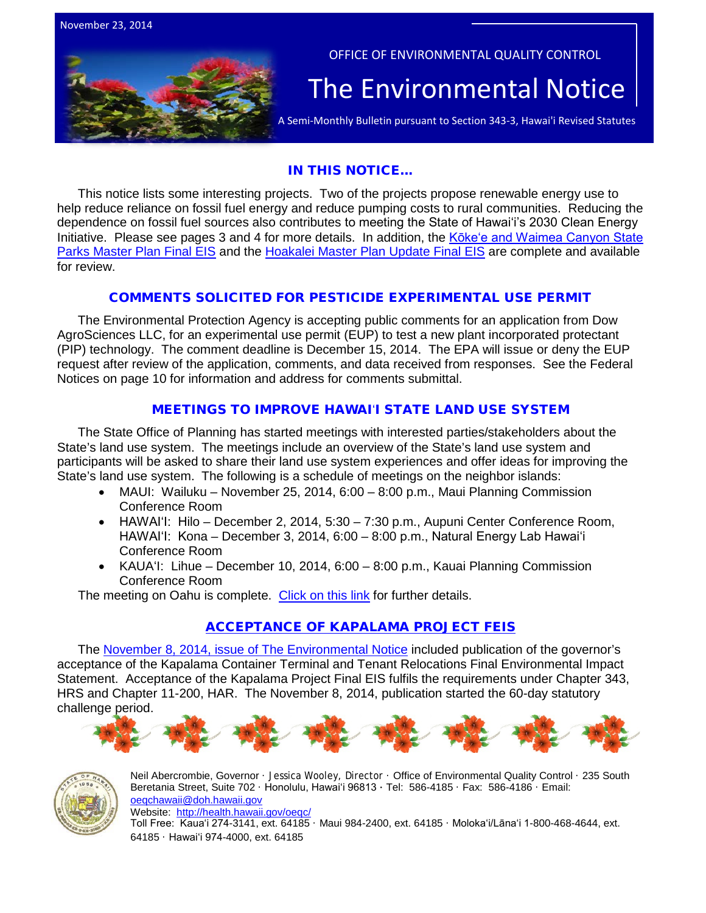November 23, 2014

OFFICE OF ENVIRONMENTAL QUALITY CONTROL

# The Environmental Notice

A Semi-Monthly Bulletin pursuant to Section 343-3, Hawai'i Revised Statutes

## IN THIS NOTICE…

This notice lists some interesting projects. Two of the projects propose renewable energy use to help reduce reliance on fossil fuel energy and reduce pumping costs to rural communities. Reducing the dependence on fossil fuel sources also contributes to meeting the State of Hawaiʻi's 2030 Clean Energy Initiative. Please see pages 3 and 4 for more details. In addition, the [Kōkeʻe and Waimea Canyon State Parks Master Plan Final EIS] and the [Hoakalei Master Plan Update Final EIS] are complete and available for review.

## COMMENTS SOLICITED FOR PESTICIDE EXPERIMENTAL USE PERMIT

The Environmental Protection Agency is accepting public comments for an application from Dow AgroSciences LLC, for an experimental use permit (EUP) to test a new plant incorporated protectant (PIP) technology. The comment deadline is December 15, 2014. The EPA will issue or deny the EUP request after review of the application, comments, and data received from responses. See the Federal Notices on page 10 for information and address for comments submittal.

## MEETINGS TO IMPROVE HAWAIʻI STATE LAND USE SYSTEM

The State Office of Planning has started meetings with interested parties/stakeholders about the State's land use system. The meetings include an overview of the State's land use system and participants will be asked to share their land use system experiences and offer ideas for improving the State's land use system. The following is a schedule of meetings on the neighbor islands:

- MAUI: Wailuku – November 25, 2014, 6:00 – 8:00 p.m., Maui Planning Commission Conference Room
- HAWAIʻI: Hilo – December 2, 2014, 5:30 – 7:30 p.m., Aupuni Center Conference Room, HAWAIʻI: Kona – December 3, 2014, 6:00 – 8:00 p.m., Natural Energy Lab Hawaiʻi Conference Room
- KAUAʻI: Lihue – December 10, 2014, 6:00 – 8:00 p.m., Kauai Planning Commission Conference Room

The meeting on Oahu is complete. [Click on this link] for further details.

## ACCEPTANCE OF KAPALAMA PROJECT FEIS

The [November 8, 2014, issue of The Environmental Notice] included publication of the governor's acceptance of the Kapalama Container Terminal and Tenant Relocations Final Environmental Impact Statement. Acceptance of the Kapalama Project Final EIS fulfils the requirements under Chapter 343, HRS and Chapter 11-200, HAR. The November 8, 2014, publication started the 60-day statutory challenge period.

Neil Abercrombie, Governor · Jessica Wooley, Director · Office of Environmental Quality Control · 235 South Beretania Street, Suite 702 · Honolulu, Hawaiʻi 96813 · Tel: 586-4185 · Fax: 586-4186 · Email: oeqchawaii@doh.hawaii.gov
Website: http://health.hawaii.gov/oeqc/
Toll Free: Kauaʻi 274-3141, ext. 64185 · Maui 984-2400, ext. 64185 · Molokaʻi/Lānaʻi 1-800-468-4644, ext. 64185 · Hawaiʻi 974-4000, ext. 64185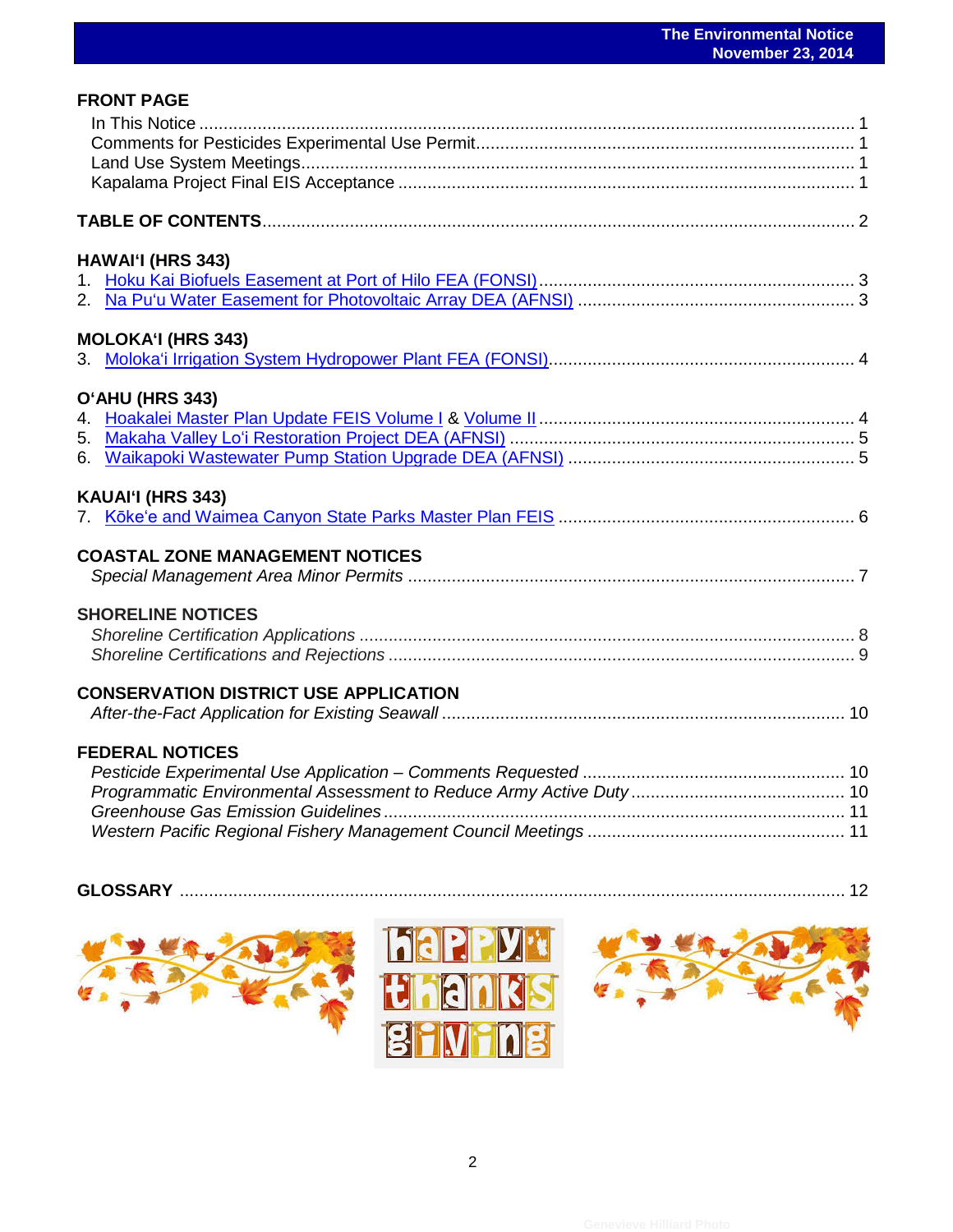**FRONT PAGE**

In This Notice ... 1
Comments for Pesticides Experimental Use Permit... 1
Land Use System Meetings... 1
Kapalama Project Final EIS Acceptance ... 1

**TABLE OF CONTENTS**... 2

**HAWAI'I (HRS 343)**

1. Hoku Kai Biofuels Easement at Port of Hilo FEA (FONSI)... 3
2. Na Pu'u Water Easement for Photovoltaic Array DEA (AFNSI) ... 3

**MOLOKA'I (HRS 343)**

3. Moloka'i Irrigation System Hydropower Plant FEA (FONSI)... 4

**O'AHU (HRS 343)**

4. Hoakalei Master Plan Update FEIS Volume I & Volume II ... 4
5. Makaha Valley Lo'i Restoration Project DEA (AFNSI) ... 5
6. Waikapoki Wastewater Pump Station Upgrade DEA (AFNSI) ... 5

**KAUAI'I (HRS 343)**

7. Kōke'e and Waimea Canyon State Parks Master Plan FEIS ... 6

**COASTAL ZONE MANAGEMENT NOTICES**

*Special Management Area Minor Permits* ... 7

**SHORELINE NOTICES**

*Shoreline Certification Applications* ... 8
*Shoreline Certifications and Rejections* ... 9

**CONSERVATION DISTRICT USE APPLICATION**

*After-the-Fact Application for Existing Seawall* ... 10

**FEDERAL NOTICES**

*Pesticide Experimental Use Application – Comments Requested* ... 10
*Programmatic Environmental Assessment to Reduce Army Active Duty* ... 10
*Greenhouse Gas Emission Guidelines*... 11
*Western Pacific Regional Fishery Management Council Meetings* ... 11

**GLOSSARY** ... 12

happy thanksgiving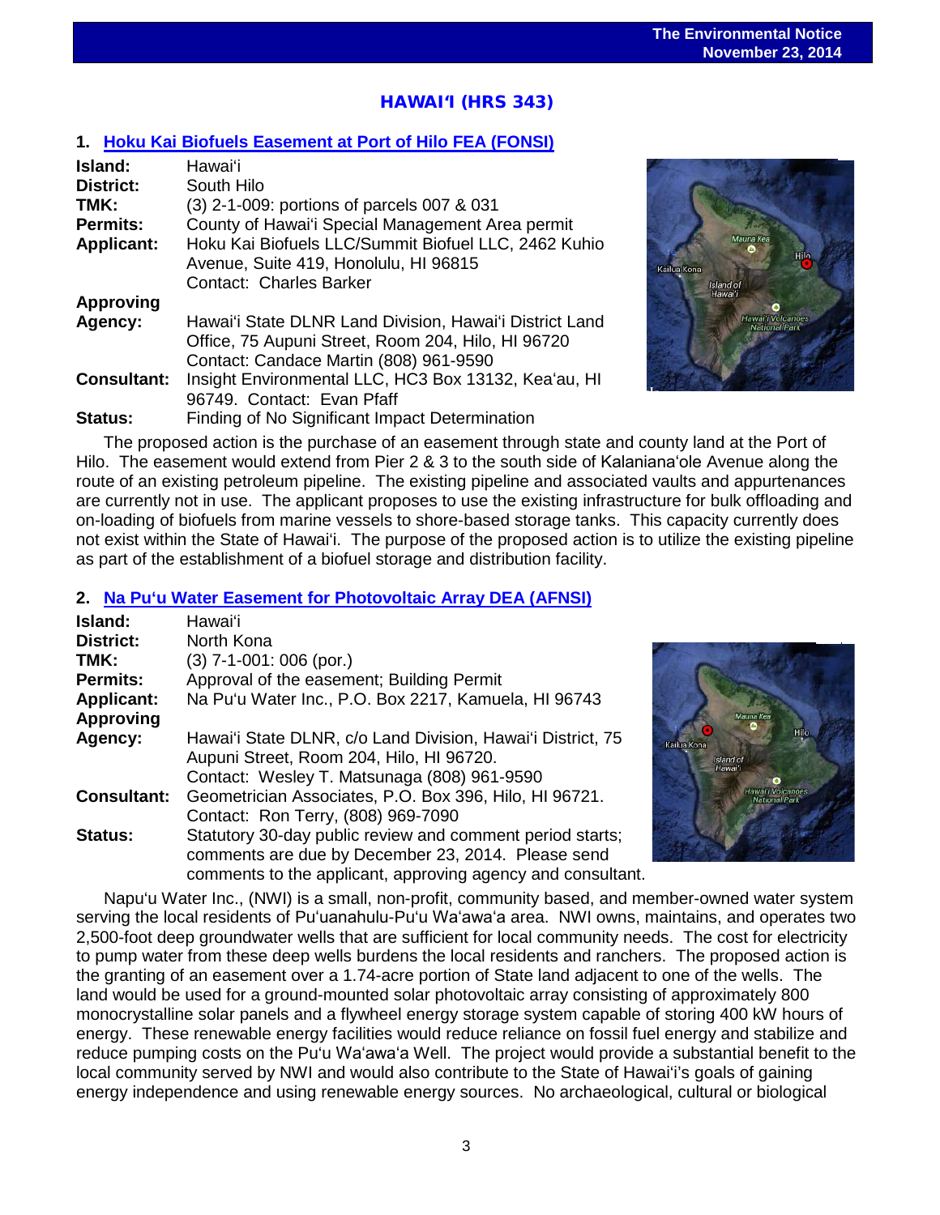## HAWAI'I (HRS 343)

### 1. Hoku Kai Biofuels Easement at Port of Hilo FEA (FONSI)

**Island:** Hawai'i
**District:** South Hilo
**TMK:** (3) 2-1-009: portions of parcels 007 & 031
**Permits:** County of Hawai'i Special Management Area permit
**Applicant:** Hoku Kai Biofuels LLC/Summit Biofuel LLC, 2462 Kuhio Avenue, Suite 419, Honolulu, HI 96815
Contact: Charles Barker
**Approving Agency:** Hawai'i State DLNR Land Division, Hawai'i District Land Office, 75 Aupuni Street, Room 204, Hilo, HI 96720
Contact: Candace Martin (808) 961-9590
**Consultant:** Insight Environmental LLC, HC3 Box 13132, Kea'au, HI 96749. Contact: Evan Pfaff
**Status:** Finding of No Significant Impact Determination

The proposed action is the purchase of an easement through state and county land at the Port of Hilo. The easement would extend from Pier 2 & 3 to the south side of Kalaniana'ole Avenue along the route of an existing petroleum pipeline. The existing pipeline and associated vaults and appurtenances are currently not in use. The applicant proposes to use the existing infrastructure for bulk offloading and on-loading of biofuels from marine vessels to shore-based storage tanks. This capacity currently does not exist within the State of Hawai'i. The purpose of the proposed action is to utilize the existing pipeline as part of the establishment of a biofuel storage and distribution facility.

### 2. Na Pu'u Water Easement for Photovoltaic Array DEA (AFNSI)

**Island:** Hawai'i
**District:** North Kona
**TMK:** (3) 7-1-001: 006 (por.)
**Permits:** Approval of the easement; Building Permit
**Applicant:** Na Pu'u Water Inc., P.O. Box 2217, Kamuela, HI 96743
**Approving Agency:** Hawai'i State DLNR, c/o Land Division, Hawai'i District, 75 Aupuni Street, Room 204, Hilo, HI 96720.
Contact: Wesley T. Matsunaga (808) 961-9590
**Consultant:** Geometrician Associates, P.O. Box 396, Hilo, HI 96721.
Contact: Ron Terry, (808) 969-7090
**Status:** Statutory 30-day public review and comment period starts; comments are due by December 23, 2014. Please send comments to the applicant, approving agency and consultant.

Napu'u Water Inc., (NWI) is a small, non-profit, community based, and member-owned water system serving the local residents of Pu'uanahulu-Pu'u Wa'awa'a area. NWI owns, maintains, and operates two 2,500-foot deep groundwater wells that are sufficient for local community needs. The cost for electricity to pump water from these deep wells burdens the local residents and ranchers. The proposed action is the granting of an easement over a 1.74-acre portion of State land adjacent to one of the wells. The land would be used for a ground-mounted solar photovoltaic array consisting of approximately 800 monocrystalline solar panels and a flywheel energy storage system capable of storing 400 kW hours of energy. These renewable energy facilities would reduce reliance on fossil fuel energy and stabilize and reduce pumping costs on the Pu'u Wa'awa'a Well. The project would provide a substantial benefit to the local community served by NWI and would also contribute to the State of Hawai'i's goals of gaining energy independence and using renewable energy sources. No archaeological, cultural or biological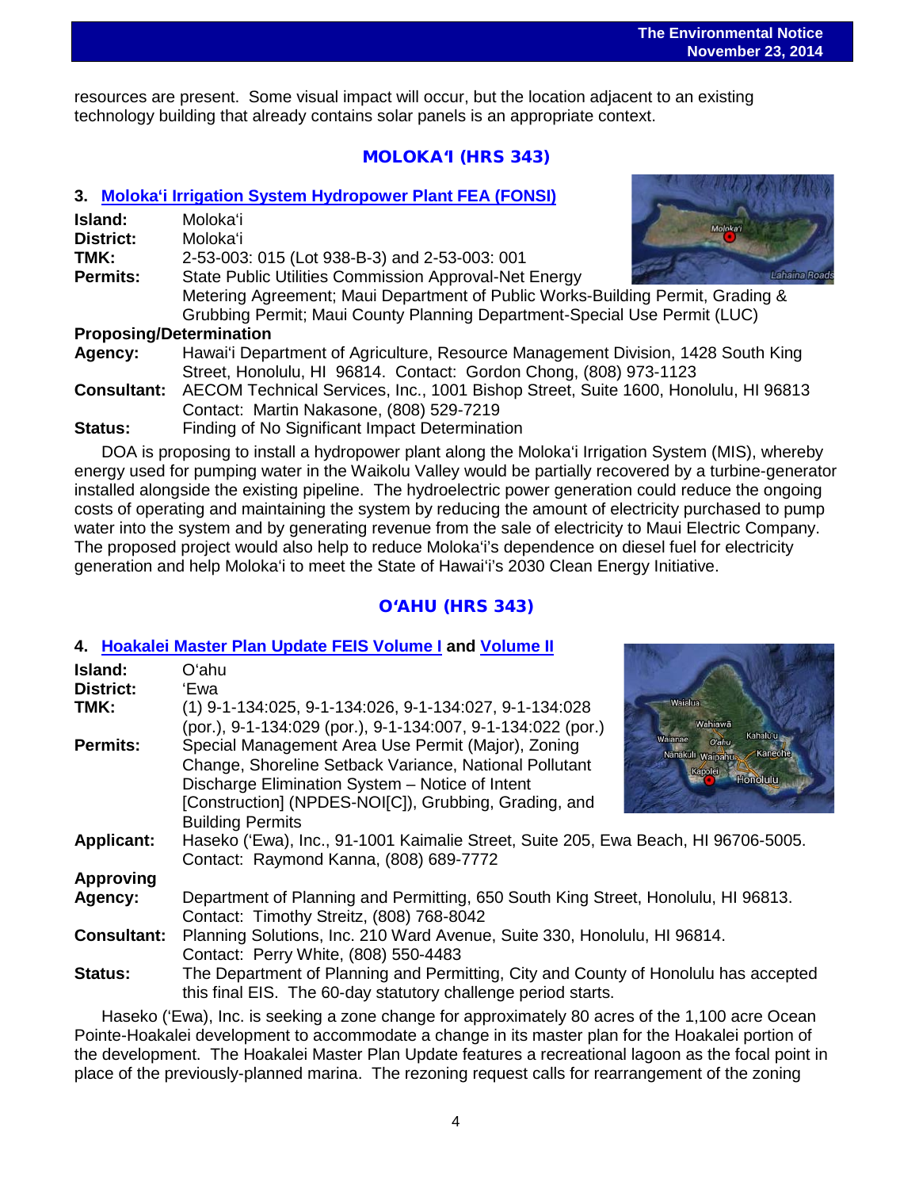resources are present. Some visual impact will occur, but the location adjacent to an existing technology building that already contains solar panels is an appropriate context.

## MOLOKAʻI (HRS 343)

### 3. Molokaʻi Irrigation System Hydropower Plant FEA (FONSI)

**Island:** Molokaʻi
**District:** Molokaʻi
**TMK:** 2-53-003: 015 (Lot 938-B-3) and 2-53-003: 001
**Permits:** State Public Utilities Commission Approval-Net Energy Metering Agreement; Maui Department of Public Works-Building Permit, Grading & Grubbing Permit; Maui County Planning Department-Special Use Permit (LUC)

**Proposing/Determination**
**Agency:** Hawaiʻi Department of Agriculture, Resource Management Division, 1428 South King Street, Honolulu, HI 96814. Contact: Gordon Chong, (808) 973-1123
**Consultant:** AECOM Technical Services, Inc., 1001 Bishop Street, Suite 1600, Honolulu, HI 96813 Contact: Martin Nakasone, (808) 529-7219
**Status:** Finding of No Significant Impact Determination

DOA is proposing to install a hydropower plant along the Molokaʻi Irrigation System (MIS), whereby energy used for pumping water in the Waikolu Valley would be partially recovered by a turbine-generator installed alongside the existing pipeline. The hydroelectric power generation could reduce the ongoing costs of operating and maintaining the system by reducing the amount of electricity purchased to pump water into the system and by generating revenue from the sale of electricity to Maui Electric Company. The proposed project would also help to reduce Molokaʻi's dependence on diesel fuel for electricity generation and help Molokaʻi to meet the State of Hawaiʻi's 2030 Clean Energy Initiative.

## OʻAHU (HRS 343)

### 4. Hoakalei Master Plan Update FEIS Volume I and Volume II

**Island:** Oʻahu
**District:** ʻEwa
**TMK:** (1) 9-1-134:025, 9-1-134:026, 9-1-134:027, 9-1-134:028 (por.), 9-1-134:029 (por.), 9-1-134:007, 9-1-134:022 (por.)
**Permits:** Special Management Area Use Permit (Major), Zoning Change, Shoreline Setback Variance, National Pollutant Discharge Elimination System – Notice of Intent [Construction] (NPDES-NOI[C]), Grubbing, Grading, and Building Permits
**Applicant:** Haseko (ʻEwa), Inc., 91-1001 Kaimalie Street, Suite 205, Ewa Beach, HI 96706-5005. Contact: Raymond Kanna, (808) 689-7772

**Approving**
**Agency:** Department of Planning and Permitting, 650 South King Street, Honolulu, HI 96813. Contact: Timothy Streitz, (808) 768-8042
**Consultant:** Planning Solutions, Inc. 210 Ward Avenue, Suite 330, Honolulu, HI 96814. Contact: Perry White, (808) 550-4483
**Status:** The Department of Planning and Permitting, City and County of Honolulu has accepted this final EIS. The 60-day statutory challenge period starts.

Haseko (ʻEwa), Inc. is seeking a zone change for approximately 80 acres of the 1,100 acre Ocean Pointe-Hoakalei development to accommodate a change in its master plan for the Hoakalei portion of the development. The Hoakalei Master Plan Update features a recreational lagoon as the focal point in place of the previously-planned marina. The rezoning request calls for rearrangement of the zoning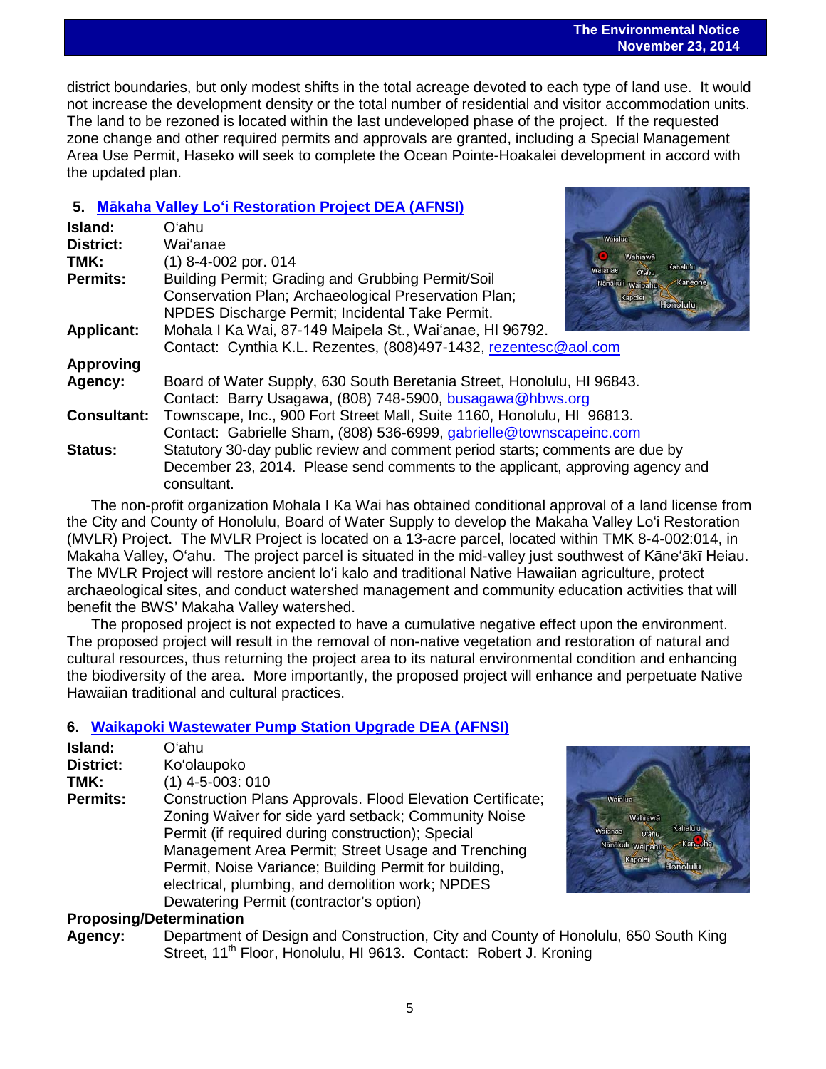district boundaries, but only modest shifts in the total acreage devoted to each type of land use. It would not increase the development density or the total number of residential and visitor accommodation units. The land to be rezoned is located within the last undeveloped phase of the project. If the requested zone change and other required permits and approvals are granted, including a Special Management Area Use Permit, Haseko will seek to complete the Ocean Pointe-Hoakalei development in accord with the updated plan.

### 5. Mākaha Valley Lo'i Restoration Project DEA (AFNSI)

**Island:** O'ahu
**District:** Wai'anae
**TMK:** (1) 8-4-002 por. 014
**Permits:** Building Permit; Grading and Grubbing Permit/Soil Conservation Plan; Archaeological Preservation Plan; NPDES Discharge Permit; Incidental Take Permit.
**Applicant:** Mohala I Ka Wai, 87-149 Maipela St., Wai'anae, HI 96792. Contact: Cynthia K.L. Rezentes, (808)497-1432, rezentesc@aol.com
**Approving Agency:** Board of Water Supply, 630 South Beretania Street, Honolulu, HI 96843. Contact: Barry Usagawa, (808) 748-5900, busagawa@hbws.org
**Consultant:** Townscape, Inc., 900 Fort Street Mall, Suite 1160, Honolulu, HI 96813. Contact: Gabrielle Sham, (808) 536-6999, gabrielle@townscapeinc.com
**Status:** Statutory 30-day public review and comment period starts; comments are due by December 23, 2014. Please send comments to the applicant, approving agency and consultant.

The non-profit organization Mohala I Ka Wai has obtained conditional approval of a land license from the City and County of Honolulu, Board of Water Supply to develop the Makaha Valley Lo'i Restoration (MVLR) Project. The MVLR Project is located on a 13-acre parcel, located within TMK 8-4-002:014, in Makaha Valley, O'ahu. The project parcel is situated in the mid-valley just southwest of Kāne'ākī Heiau. The MVLR Project will restore ancient lo'i kalo and traditional Native Hawaiian agriculture, protect archaeological sites, and conduct watershed management and community education activities that will benefit the BWS' Makaha Valley watershed.

The proposed project is not expected to have a cumulative negative effect upon the environment. The proposed project will result in the removal of non-native vegetation and restoration of natural and cultural resources, thus returning the project area to its natural environmental condition and enhancing the biodiversity of the area. More importantly, the proposed project will enhance and perpetuate Native Hawaiian traditional and cultural practices.

### 6. Waikapoki Wastewater Pump Station Upgrade DEA (AFNSI)

**Island:** O'ahu
**District:** Ko'olaupoko
**TMK:** (1) 4-5-003: 010
**Permits:** Construction Plans Approvals. Flood Elevation Certificate; Zoning Waiver for side yard setback; Community Noise Permit (if required during construction); Special Management Area Permit; Street Usage and Trenching Permit, Noise Variance; Building Permit for building, electrical, plumbing, and demolition work; NPDES Dewatering Permit (contractor's option)
**Proposing/Determination Agency:** Department of Design and Construction, City and County of Honolulu, 650 South King Street, 11th Floor, Honolulu, HI 9613. Contact: Robert J. Kroning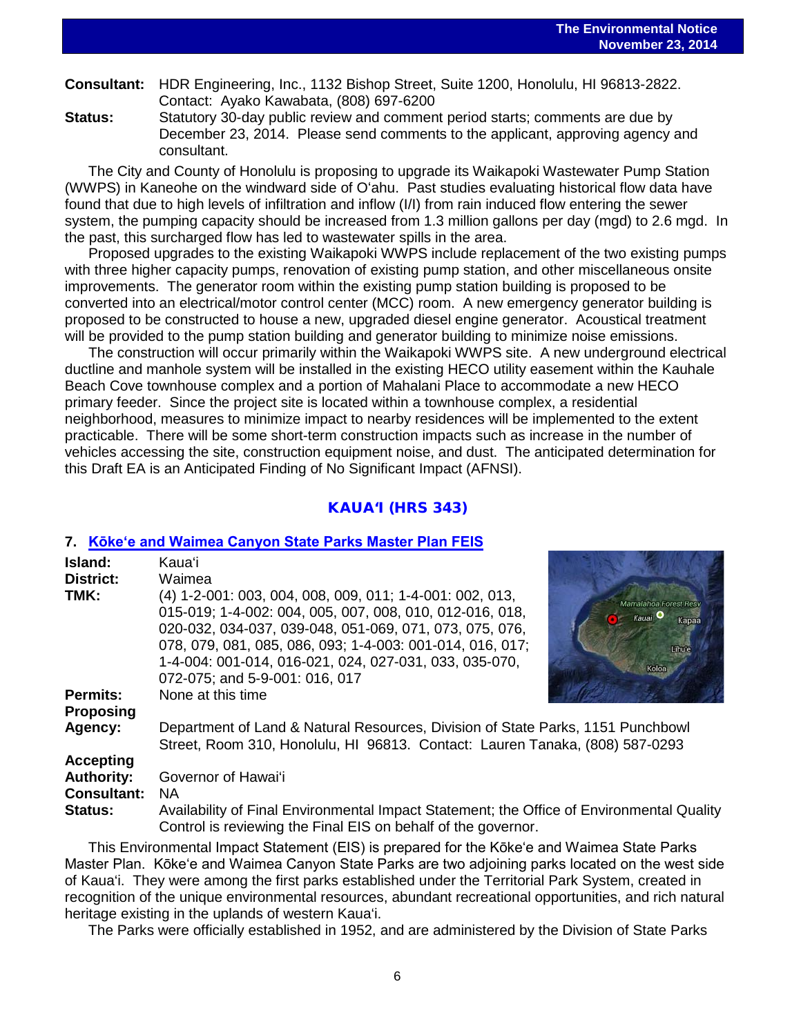**Consultant:** HDR Engineering, Inc., 1132 Bishop Street, Suite 1200, Honolulu, HI 96813-2822. Contact: Ayako Kawabata, (808) 697-6200

**Status:** Statutory 30-day public review and comment period starts; comments are due by December 23, 2014. Please send comments to the applicant, approving agency and consultant.

The City and County of Honolulu is proposing to upgrade its Waikapoki Wastewater Pump Station (WWPS) in Kaneohe on the windward side of O'ahu. Past studies evaluating historical flow data have found that due to high levels of infiltration and inflow (I/I) from rain induced flow entering the sewer system, the pumping capacity should be increased from 1.3 million gallons per day (mgd) to 2.6 mgd. In the past, this surcharged flow has led to wastewater spills in the area.

Proposed upgrades to the existing Waikapoki WWPS include replacement of the two existing pumps with three higher capacity pumps, renovation of existing pump station, and other miscellaneous onsite improvements. The generator room within the existing pump station building is proposed to be converted into an electrical/motor control center (MCC) room. A new emergency generator building is proposed to be constructed to house a new, upgraded diesel engine generator. Acoustical treatment will be provided to the pump station building and generator building to minimize noise emissions.

The construction will occur primarily within the Waikapoki WWPS site. A new underground electrical ductline and manhole system will be installed in the existing HECO utility easement within the Kauhale Beach Cove townhouse complex and a portion of Mahalani Place to accommodate a new HECO primary feeder. Since the project site is located within a townhouse complex, a residential neighborhood, measures to minimize impact to nearby residences will be implemented to the extent practicable. There will be some short-term construction impacts such as increase in the number of vehicles accessing the site, construction equipment noise, and dust. The anticipated determination for this Draft EA is an Anticipated Finding of No Significant Impact (AFNSI).

## KAUAʻI (HRS 343)

### 7. Kōkeʻe and Waimea Canyon State Parks Master Plan FEIS

**Island:** Kauaʻi

**District:** Waimea

**TMK:** (4) 1-2-001: 003, 004, 008, 009, 011; 1-4-001: 002, 013, 015-019; 1-4-002: 004, 005, 007, 008, 010, 012-016, 018, 020-032, 034-037, 039-048, 051-069, 071, 073, 075, 076, 078, 079, 081, 085, 086, 093; 1-4-003: 001-014, 016, 017; 1-4-004: 001-014, 016-021, 024, 027-031, 033, 035-070, 072-075; and 5-9-001: 016, 017

**Permits:** None at this time

**Proposing Agency:** Department of Land & Natural Resources, Division of State Parks, 1151 Punchbowl Street, Room 310, Honolulu, HI 96813. Contact: Lauren Tanaka, (808) 587-0293

**Accepting Authority:** Governor of Hawaiʻi

**Consultant:** NA

**Status:** Availability of Final Environmental Impact Statement; the Office of Environmental Quality Control is reviewing the Final EIS on behalf of the governor.

This Environmental Impact Statement (EIS) is prepared for the Kōkeʻe and Waimea State Parks Master Plan. Kōkeʻe and Waimea Canyon State Parks are two adjoining parks located on the west side of Kauaʻi. They were among the first parks established under the Territorial Park System, created in recognition of the unique environmental resources, abundant recreational opportunities, and rich natural heritage existing in the uplands of western Kauaʻi.

The Parks were officially established in 1952, and are administered by the Division of State Parks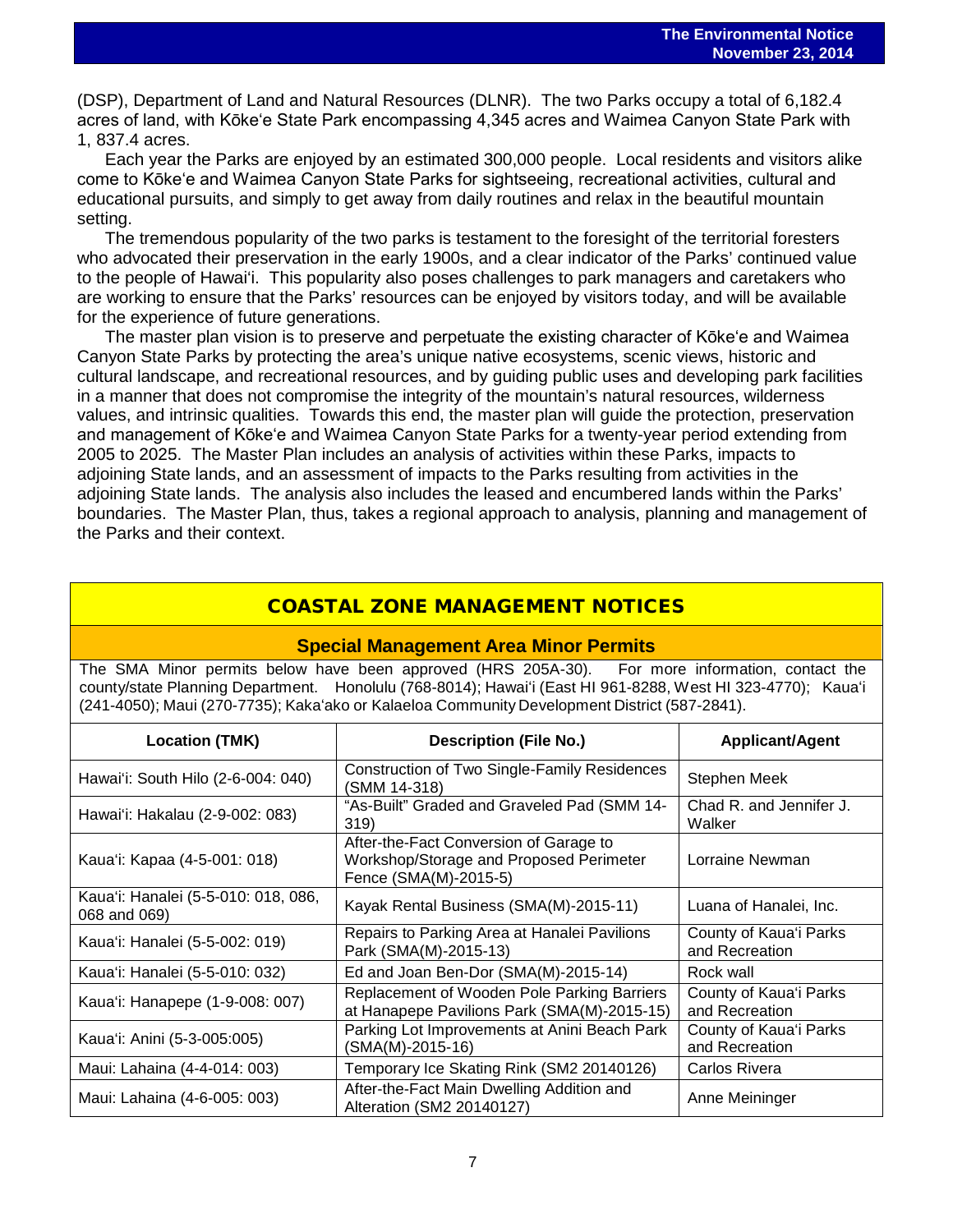(DSP), Department of Land and Natural Resources (DLNR). The two Parks occupy a total of 6,182.4 acres of land, with Kōkeʻe State Park encompassing 4,345 acres and Waimea Canyon State Park with 1, 837.4 acres.

Each year the Parks are enjoyed by an estimated 300,000 people. Local residents and visitors alike come to Kōkeʻe and Waimea Canyon State Parks for sightseeing, recreational activities, cultural and educational pursuits, and simply to get away from daily routines and relax in the beautiful mountain setting.

The tremendous popularity of the two parks is testament to the foresight of the territorial foresters who advocated their preservation in the early 1900s, and a clear indicator of the Parks' continued value to the people of Hawaiʻi. This popularity also poses challenges to park managers and caretakers who are working to ensure that the Parks' resources can be enjoyed by visitors today, and will be available for the experience of future generations.

The master plan vision is to preserve and perpetuate the existing character of Kōkeʻe and Waimea Canyon State Parks by protecting the area's unique native ecosystems, scenic views, historic and cultural landscape, and recreational resources, and by guiding public uses and developing park facilities in a manner that does not compromise the integrity of the mountain's natural resources, wilderness values, and intrinsic qualities. Towards this end, the master plan will guide the protection, preservation and management of Kōkeʻe and Waimea Canyon State Parks for a twenty-year period extending from 2005 to 2025. The Master Plan includes an analysis of activities within these Parks, impacts to adjoining State lands, and an assessment of impacts to the Parks resulting from activities in the adjoining State lands. The analysis also includes the leased and encumbered lands within the Parks' boundaries. The Master Plan, thus, takes a regional approach to analysis, planning and management of the Parks and their context.

## COASTAL ZONE MANAGEMENT NOTICES

### Special Management Area Minor Permits

The SMA Minor permits below have been approved (HRS 205A-30). For more information, contact the county/state Planning Department. Honolulu (768-8014); Hawaiʻi (East HI 961-8288, West HI 323-4770); Kauaʻi (241-4050); Maui (270-7735); Kakaʻako or Kalaeloa Community Development District (587-2841).

| Location (TMK) | Description (File No.) | Applicant/Agent |
|---|---|---|
| Hawaiʻi: South Hilo (2-6-004: 040) | Construction of Two Single-Family Residences (SMM 14-318) | Stephen Meek |
| Hawaiʻi: Hakalau (2-9-002: 083) | "As-Built" Graded and Graveled Pad (SMM 14-319) | Chad R. and Jennifer J. Walker |
| Kauaʻi: Kapaa (4-5-001: 018) | After-the-Fact Conversion of Garage to Workshop/Storage and Proposed Perimeter Fence (SMA(M)-2015-5) | Lorraine Newman |
| Kauaʻi: Hanalei (5-5-010: 018, 086, 068 and 069) | Kayak Rental Business (SMA(M)-2015-11) | Luana of Hanalei, Inc. |
| Kauaʻi: Hanalei (5-5-002: 019) | Repairs to Parking Area at Hanalei Pavilions Park (SMA(M)-2015-13) | County of Kauaʻi Parks and Recreation |
| Kauaʻi: Hanalei (5-5-010: 032) | Ed and Joan Ben-Dor (SMA(M)-2015-14) | Rock wall |
| Kauaʻi: Hanapepe (1-9-008: 007) | Replacement of Wooden Pole Parking Barriers at Hanapepe Pavilions Park (SMA(M)-2015-15) | County of Kauaʻi Parks and Recreation |
| Kauaʻi: Anini (5-3-005:005) | Parking Lot Improvements at Anini Beach Park (SMA(M)-2015-16) | County of Kauaʻi Parks and Recreation |
| Maui: Lahaina (4-4-014: 003) | Temporary Ice Skating Rink (SM2 20140126) | Carlos Rivera |
| Maui: Lahaina (4-6-005: 003) | After-the-Fact Main Dwelling Addition and Alteration (SM2 20140127) | Anne Meininger |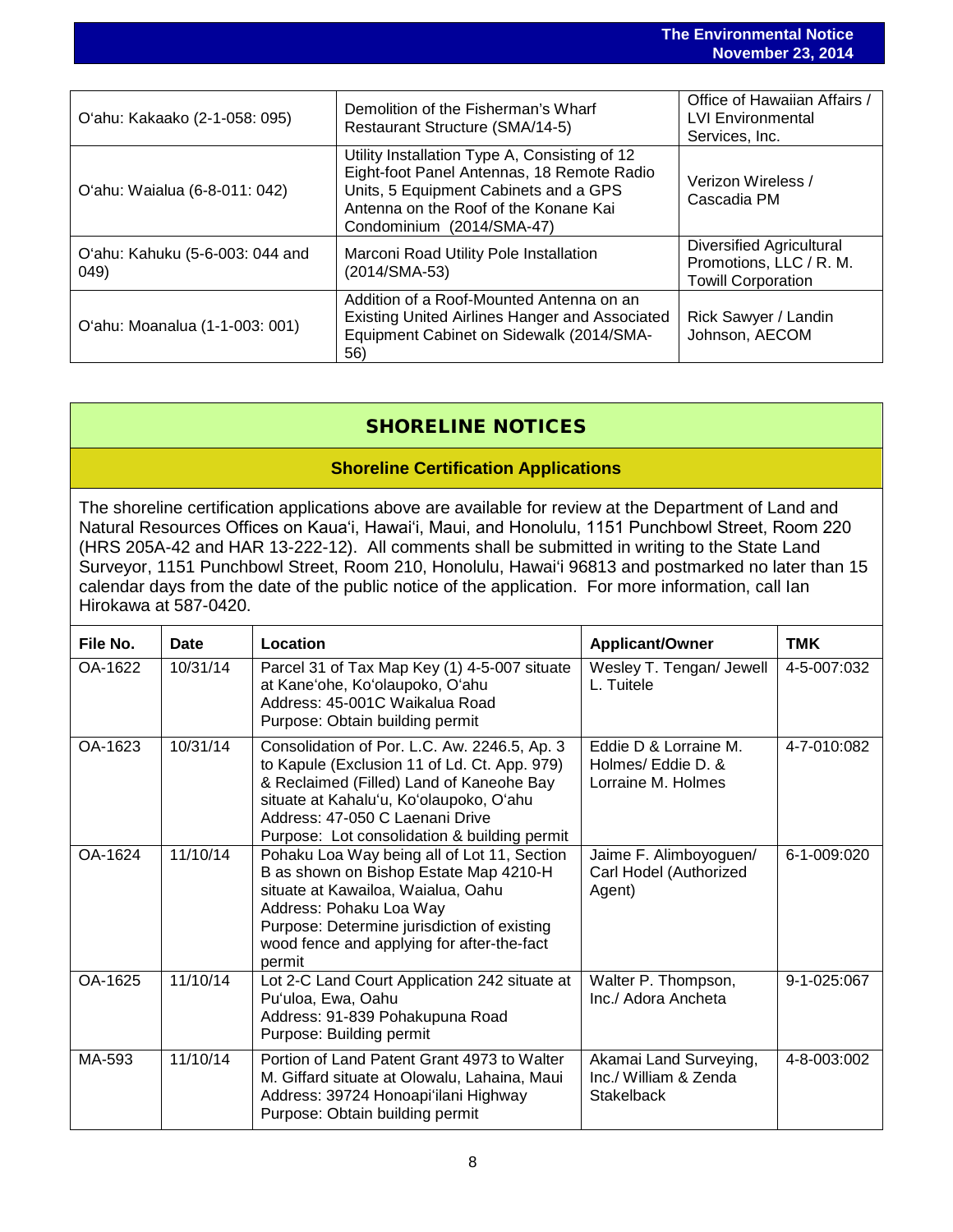| | | |
|---|---|---|
| O'ahu: Kakaako (2-1-058: 095) | Demolition of the Fisherman's Wharf Restaurant Structure (SMA/14-5) | Office of Hawaiian Affairs / LVI Environmental Services, Inc. |
| O'ahu: Waialua (6-8-011: 042) | Utility Installation Type A, Consisting of 12 Eight-foot Panel Antennas, 18 Remote Radio Units, 5 Equipment Cabinets and a GPS Antenna on the Roof of the Konane Kai Condominium (2014/SMA-47) | Verizon Wireless / Cascadia PM |
| O'ahu: Kahuku (5-6-003: 044 and 049) | Marconi Road Utility Pole Installation (2014/SMA-53) | Diversified Agricultural Promotions, LLC / R. M. Towill Corporation |
| O'ahu: Moanalua (1-1-003: 001) | Addition of a Roof-Mounted Antenna on an Existing United Airlines Hanger and Associated Equipment Cabinet on Sidewalk (2014/SMA-56) | Rick Sawyer / Landin Johnson, AECOM |

## SHORELINE NOTICES

### Shoreline Certification Applications

The shoreline certification applications above are available for review at the Department of Land and Natural Resources Offices on Kaua'i, Hawai'i, Maui, and Honolulu, 1151 Punchbowl Street, Room 220 (HRS 205A-42 and HAR 13-222-12). All comments shall be submitted in writing to the State Land Surveyor, 1151 Punchbowl Street, Room 210, Honolulu, Hawai'i 96813 and postmarked no later than 15 calendar days from the date of the public notice of the application. For more information, call Ian Hirokawa at 587-0420.

| File No. | Date | Location | Applicant/Owner | TMK |
|---|---|---|---|---|
| OA-1622 | 10/31/14 | Parcel 31 of Tax Map Key (1) 4-5-007 situate at Kane'ohe, Ko'olaupoko, O'ahu<br>Address: 45-001C Waikalua Road<br>Purpose: Obtain building permit | Wesley T. Tengan/ Jewell L. Tuitele | 4-5-007:032 |
| OA-1623 | 10/31/14 | Consolidation of Por. L.C. Aw. 2246.5, Ap. 3 to Kapule (Exclusion 11 of Ld. Ct. App. 979) & Reclaimed (Filled) Land of Kaneohe Bay situate at Kahalu'u, Ko'olaupoko, O'ahu<br>Address: 47-050 C Laenani Drive<br>Purpose: Lot consolidation & building permit | Eddie D & Lorraine M. Holmes/ Eddie D. & Lorraine M. Holmes | 4-7-010:082 |
| OA-1624 | 11/10/14 | Pohaku Loa Way being all of Lot 11, Section B as shown on Bishop Estate Map 4210-H situate at Kawailoa, Waialua, Oahu<br>Address: Pohaku Loa Way<br>Purpose: Determine jurisdiction of existing wood fence and applying for after-the-fact permit | Jaime F. Alimboyoguen/ Carl Hodel (Authorized Agent) | 6-1-009:020 |
| OA-1625 | 11/10/14 | Lot 2-C Land Court Application 242 situate at Pu'uloa, Ewa, Oahu<br>Address: 91-839 Pohakupuna Road<br>Purpose: Building permit | Walter P. Thompson, Inc./ Adora Ancheta | 9-1-025:067 |
| MA-593 | 11/10/14 | Portion of Land Patent Grant 4973 to Walter M. Giffard situate at Olowalu, Lahaina, Maui<br>Address: 39724 Honoapi'ilani Highway<br>Purpose: Obtain building permit | Akamai Land Surveying, Inc./ William & Zenda Stakelback | 4-8-003:002 |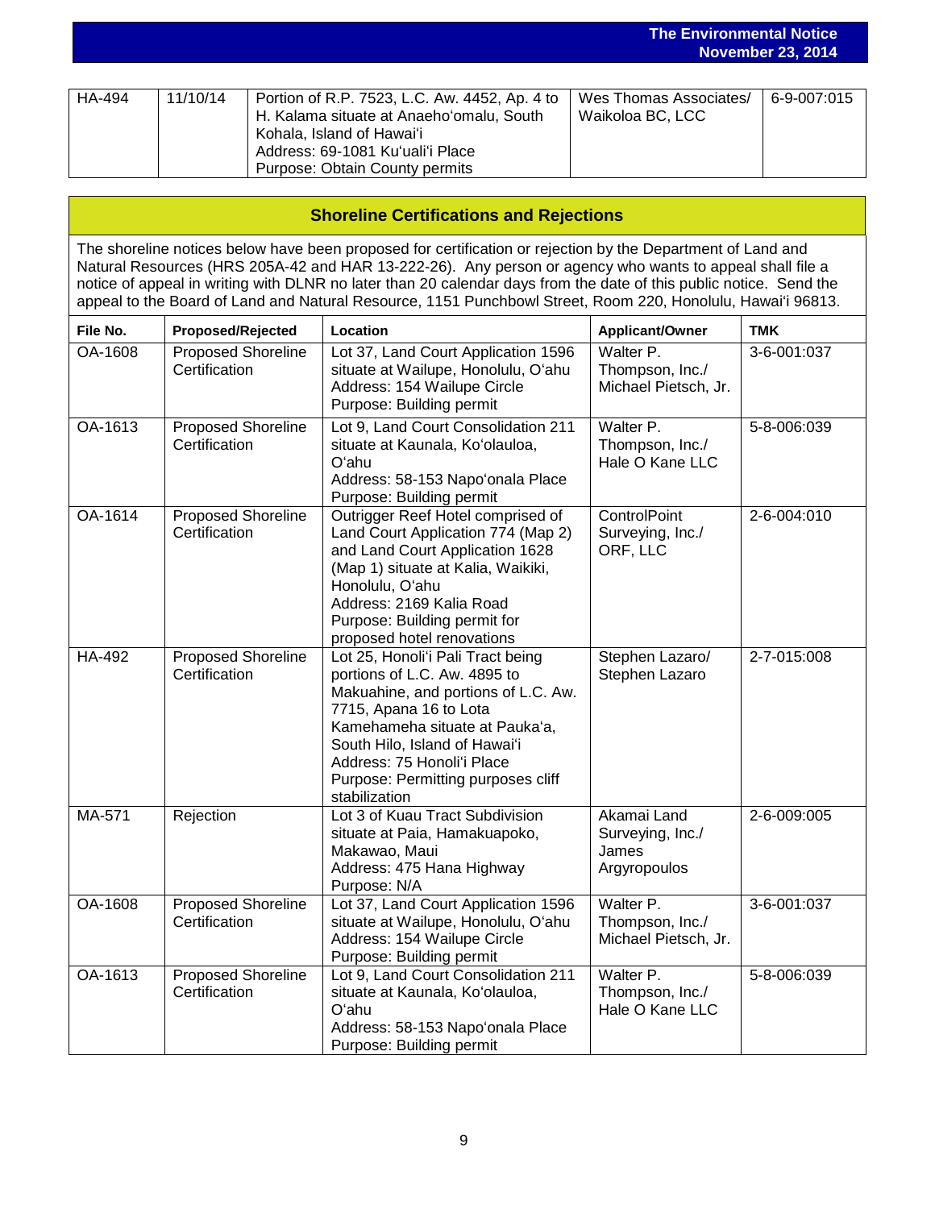| HA-494 | 11/10/14 | Portion of R.P. 7523, L.C. Aw. 4452, Ap. 4 to H. Kalama situate at Anaehoʻomalu, South Kohala, Island of Hawaiʻi<br>Address: 69-1081 Kuʻualiʻi Place<br>Purpose: Obtain County permits | Wes Thomas Associates/ Waikoloa BC, LCC | 6-9-007:015 |
|---|---|---|---|---|

## Shoreline Certifications and Rejections

The shoreline notices below have been proposed for certification or rejection by the Department of Land and Natural Resources (HRS 205A-42 and HAR 13-222-26). Any person or agency who wants to appeal shall file a notice of appeal in writing with DLNR no later than 20 calendar days from the date of this public notice. Send the appeal to the Board of Land and Natural Resource, 1151 Punchbowl Street, Room 220, Honolulu, Hawaiʻi 96813.

| File No. | Proposed/Rejected | Location | Applicant/Owner | TMK |
|---|---|---|---|---|
| OA-1608 | Proposed Shoreline Certification | Lot 37, Land Court Application 1596 situate at Wailupe, Honolulu, Oʻahu<br>Address: 154 Wailupe Circle<br>Purpose: Building permit | Walter P. Thompson, Inc./ Michael Pietsch, Jr. | 3-6-001:037 |
| OA-1613 | Proposed Shoreline Certification | Lot 9, Land Court Consolidation 211 situate at Kaunala, Koʻolauloa, Oʻahu<br>Address: 58-153 Napoʻonala Place<br>Purpose: Building permit | Walter P. Thompson, Inc./ Hale O Kane LLC | 5-8-006:039 |
| OA-1614 | Proposed Shoreline Certification | Outrigger Reef Hotel comprised of Land Court Application 774 (Map 2) and Land Court Application 1628 (Map 1) situate at Kalia, Waikiki, Honolulu, Oʻahu<br>Address: 2169 Kalia Road<br>Purpose: Building permit for proposed hotel renovations | ControlPoint Surveying, Inc./ ORF, LLC | 2-6-004:010 |
| HA-492 | Proposed Shoreline Certification | Lot 25, Honoliʻi Pali Tract being portions of L.C. Aw. 4895 to Makuahine, and portions of L.C. Aw. 7715, Apana 16 to Lota Kamehameha situate at Paukaʻa, South Hilo, Island of Hawaiʻi<br>Address: 75 Honoliʻi Place<br>Purpose: Permitting purposes cliff stabilization | Stephen Lazaro/ Stephen Lazaro | 2-7-015:008 |
| MA-571 | Rejection | Lot 3 of Kuau Tract Subdivision situate at Paia, Hamakuapoko, Makawao, Maui<br>Address: 475 Hana Highway<br>Purpose: N/A | Akamai Land Surveying, Inc./ James Argyropoulos | 2-6-009:005 |
| OA-1608 | Proposed Shoreline Certification | Lot 37, Land Court Application 1596 situate at Wailupe, Honolulu, Oʻahu<br>Address: 154 Wailupe Circle<br>Purpose: Building permit | Walter P. Thompson, Inc./ Michael Pietsch, Jr. | 3-6-001:037 |
| OA-1613 | Proposed Shoreline Certification | Lot 9, Land Court Consolidation 211 situate at Kaunala, Koʻolauloa, Oʻahu<br>Address: 58-153 Napoʻonala Place<br>Purpose: Building permit | Walter P. Thompson, Inc./ Hale O Kane LLC | 5-8-006:039 |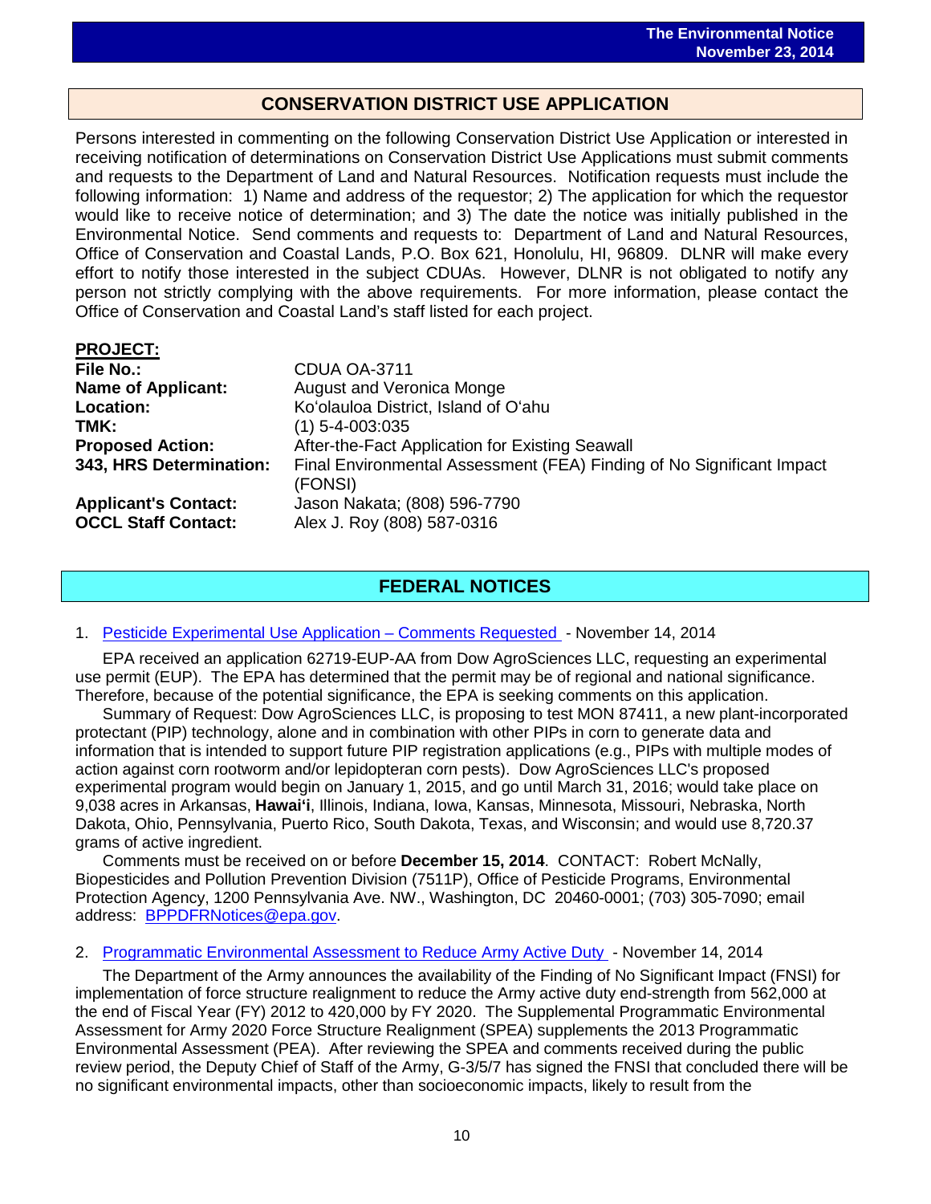## CONSERVATION DISTRICT USE APPLICATION

Persons interested in commenting on the following Conservation District Use Application or interested in receiving notification of determinations on Conservation District Use Applications must submit comments and requests to the Department of Land and Natural Resources. Notification requests must include the following information: 1) Name and address of the requestor; 2) The application for which the requestor would like to receive notice of determination; and 3) The date the notice was initially published in the Environmental Notice. Send comments and requests to: Department of Land and Natural Resources, Office of Conservation and Coastal Lands, P.O. Box 621, Honolulu, HI, 96809. DLNR will make every effort to notify those interested in the subject CDUAs. However, DLNR is not obligated to notify any person not strictly complying with the above requirements. For more information, please contact the Office of Conservation and Coastal Land's staff listed for each project.

**PROJECT:**

| | |
|---|---|
| **File No.:** | CDUA OA-3711 |
| **Name of Applicant:** | August and Veronica Monge |
| **Location:** | Ko'olauloa District, Island of O'ahu |
| **TMK:** | (1) 5-4-003:035 |
| **Proposed Action:** | After-the-Fact Application for Existing Seawall |
| **343, HRS Determination:** | Final Environmental Assessment (FEA) Finding of No Significant Impact (FONSI) |
| **Applicant's Contact:** | Jason Nakata; (808) 596-7790 |
| **OCCL Staff Contact:** | Alex J. Roy (808) 587-0316 |

## FEDERAL NOTICES

1. Pesticide Experimental Use Application – Comments Requested - November 14, 2014

   EPA received an application 62719-EUP-AA from Dow AgroSciences LLC, requesting an experimental use permit (EUP). The EPA has determined that the permit may be of regional and national significance. Therefore, because of the potential significance, the EPA is seeking comments on this application.

   Summary of Request: Dow AgroSciences LLC, is proposing to test MON 87411, a new plant-incorporated protectant (PIP) technology, alone and in combination with other PIPs in corn to generate data and information that is intended to support future PIP registration applications (e.g., PIPs with multiple modes of action against corn rootworm and/or lepidopteran corn pests). Dow AgroSciences LLC's proposed experimental program would begin on January 1, 2015, and go until March 31, 2016; would take place on 9,038 acres in Arkansas, **Hawai'i**, Illinois, Indiana, Iowa, Kansas, Minnesota, Missouri, Nebraska, North Dakota, Ohio, Pennsylvania, Puerto Rico, South Dakota, Texas, and Wisconsin; and would use 8,720.37 grams of active ingredient.

   Comments must be received on or before **December 15, 2014**. CONTACT: Robert McNally, Biopesticides and Pollution Prevention Division (7511P), Office of Pesticide Programs, Environmental Protection Agency, 1200 Pennsylvania Ave. NW., Washington, DC 20460-0001; (703) 305-7090; email address: BPPDFRNotices@epa.gov.

2. Programmatic Environmental Assessment to Reduce Army Active Duty - November 14, 2014

   The Department of the Army announces the availability of the Finding of No Significant Impact (FNSI) for implementation of force structure realignment to reduce the Army active duty end-strength from 562,000 at the end of Fiscal Year (FY) 2012 to 420,000 by FY 2020. The Supplemental Programmatic Environmental Assessment for Army 2020 Force Structure Realignment (SPEA) supplements the 2013 Programmatic Environmental Assessment (PEA). After reviewing the SPEA and comments received during the public review period, the Deputy Chief of Staff of the Army, G-3/5/7 has signed the FNSI that concluded there will be no significant environmental impacts, other than socioeconomic impacts, likely to result from the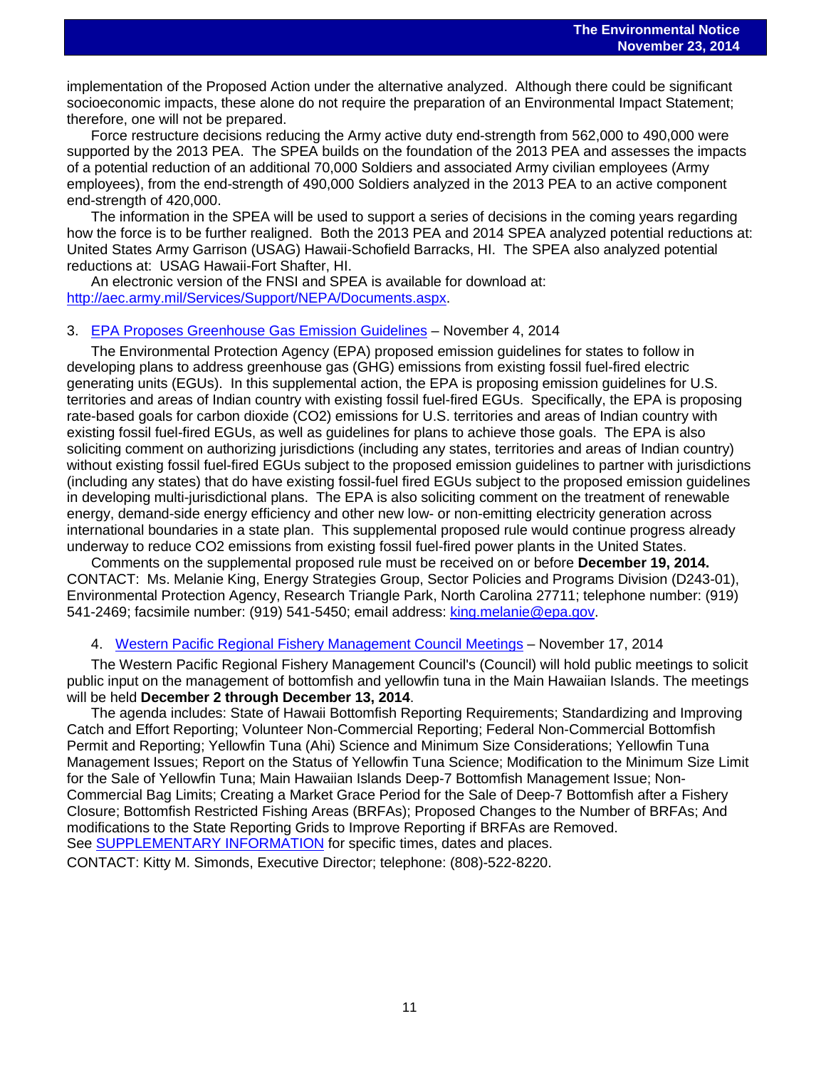implementation of the Proposed Action under the alternative analyzed. Although there could be significant socioeconomic impacts, these alone do not require the preparation of an Environmental Impact Statement; therefore, one will not be prepared.

Force restructure decisions reducing the Army active duty end-strength from 562,000 to 490,000 were supported by the 2013 PEA. The SPEA builds on the foundation of the 2013 PEA and assesses the impacts of a potential reduction of an additional 70,000 Soldiers and associated Army civilian employees (Army employees), from the end-strength of 490,000 Soldiers analyzed in the 2013 PEA to an active component end-strength of 420,000.

The information in the SPEA will be used to support a series of decisions in the coming years regarding how the force is to be further realigned. Both the 2013 PEA and 2014 SPEA analyzed potential reductions at: United States Army Garrison (USAG) Hawaii-Schofield Barracks, HI. The SPEA also analyzed potential reductions at: USAG Hawaii-Fort Shafter, HI.

An electronic version of the FNSI and SPEA is available for download at: [http://aec.army.mil/Services/Support/NEPA/Documents.aspx](http://aec.army.mil/Services/Support/NEPA/Documents.aspx).

3. [EPA Proposes Greenhouse Gas Emission Guidelines]() – November 4, 2014

The Environmental Protection Agency (EPA) proposed emission guidelines for states to follow in developing plans to address greenhouse gas (GHG) emissions from existing fossil fuel-fired electric generating units (EGUs). In this supplemental action, the EPA is proposing emission guidelines for U.S. territories and areas of Indian country with existing fossil fuel-fired EGUs. Specifically, the EPA is proposing rate-based goals for carbon dioxide (CO2) emissions for U.S. territories and areas of Indian country with existing fossil fuel-fired EGUs, as well as guidelines for plans to achieve those goals. The EPA is also soliciting comment on authorizing jurisdictions (including any states, territories and areas of Indian country) without existing fossil fuel-fired EGUs subject to the proposed emission guidelines to partner with jurisdictions (including any states) that do have existing fossil-fuel fired EGUs subject to the proposed emission guidelines in developing multi-jurisdictional plans. The EPA is also soliciting comment on the treatment of renewable energy, demand-side energy efficiency and other new low- or non-emitting electricity generation across international boundaries in a state plan. This supplemental proposed rule would continue progress already underway to reduce CO2 emissions from existing fossil fuel-fired power plants in the United States.

Comments on the supplemental proposed rule must be received on or before **December 19, 2014.**
CONTACT: Ms. Melanie King, Energy Strategies Group, Sector Policies and Programs Division (D243-01), Environmental Protection Agency, Research Triangle Park, North Carolina 27711; telephone number: (919) 541-2469; facsimile number: (919) 541-5450; email address: [king.melanie@epa.gov](mailto:king.melanie@epa.gov).

4. [Western Pacific Regional Fishery Management Council Meetings]() – November 17, 2014

The Western Pacific Regional Fishery Management Council's (Council) will hold public meetings to solicit public input on the management of bottomfish and yellowfin tuna in the Main Hawaiian Islands. The meetings will be held **December 2 through December 13, 2014**.

The agenda includes: State of Hawaii Bottomfish Reporting Requirements; Standardizing and Improving Catch and Effort Reporting; Volunteer Non-Commercial Reporting; Federal Non-Commercial Bottomfish Permit and Reporting; Yellowfin Tuna (Ahi) Science and Minimum Size Considerations; Yellowfin Tuna Management Issues; Report on the Status of Yellowfin Tuna Science; Modification to the Minimum Size Limit for the Sale of Yellowfin Tuna; Main Hawaiian Islands Deep-7 Bottomfish Management Issue; Non-Commercial Bag Limits; Creating a Market Grace Period for the Sale of Deep-7 Bottomfish after a Fishery Closure; Bottomfish Restricted Fishing Areas (BRFAs); Proposed Changes to the Number of BRFAs; And modifications to the State Reporting Grids to Improve Reporting if BRFAs are Removed.
See [SUPPLEMENTARY INFORMATION]() for specific times, dates and places.
CONTACT: Kitty M. Simonds, Executive Director; telephone: (808)-522-8220.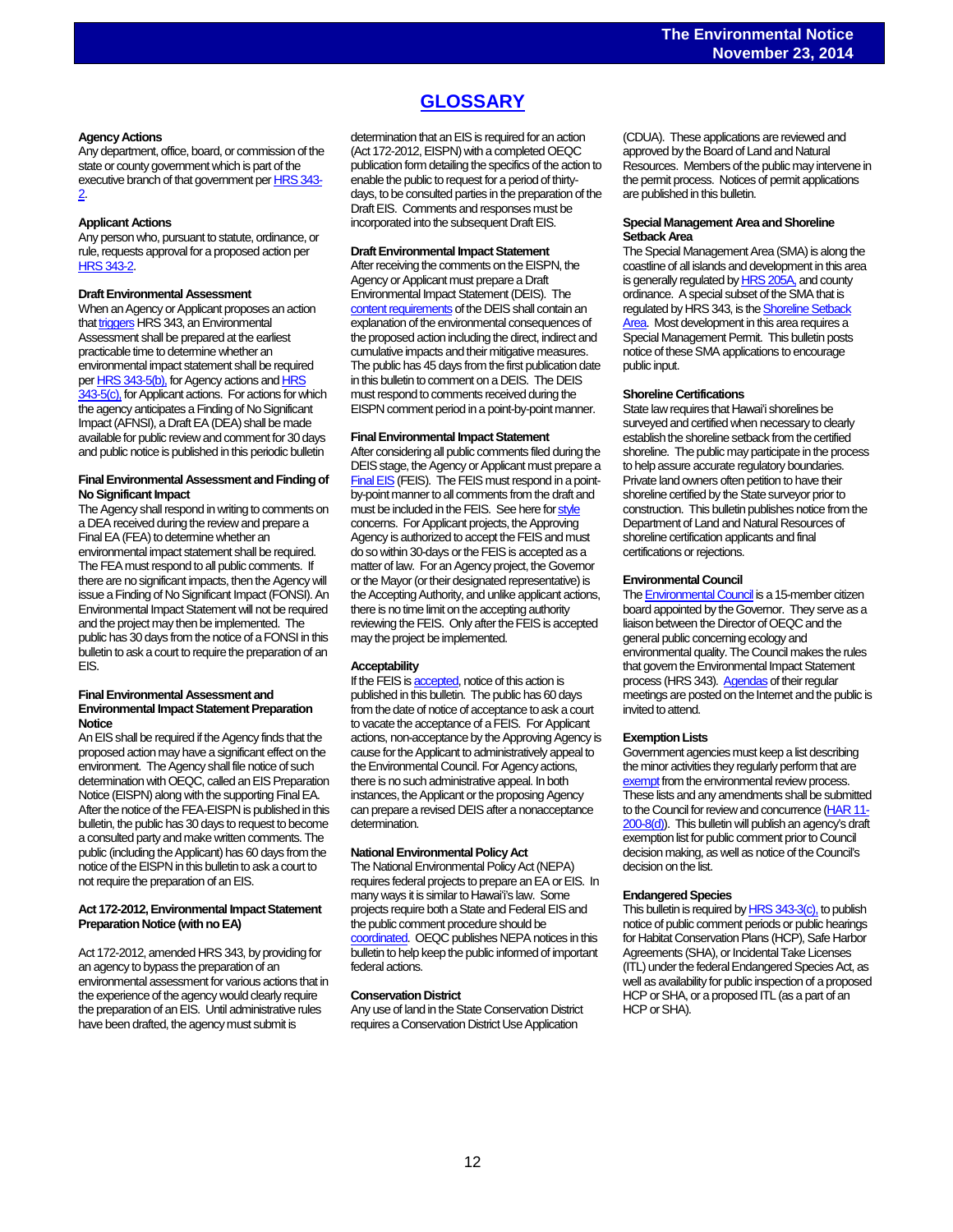# GLOSSARY

### Agency Actions

Any department, office, board, or commission of the state or county government which is part of the executive branch of that government per HRS 343-2.

### Applicant Actions

Any person who, pursuant to statute, ordinance, or rule, requests approval for a proposed action per HRS 343-2.

### Draft Environmental Assessment

When an Agency or Applicant proposes an action that triggers HRS 343, an Environmental Assessment shall be prepared at the earliest practicable time to determine whether an environmental impact statement shall be required per HRS 343-5(b), for Agency actions and HRS 343-5(c), for Applicant actions. For actions for which the agency anticipates a Finding of No Significant Impact (AFNSI), a Draft EA (DEA) shall be made available for public review and comment for 30 days and public notice is published in this periodic bulletin

### Final Environmental Assessment and Finding of No Significant Impact

The Agency shall respond in writing to comments on a DEA received during the review and prepare a Final EA (FEA) to determine whether an environmental impact statement shall be required. The FEA must respond to all public comments. If there are no significant impacts, then the Agency will issue a Finding of No Significant Impact (FONSI). An Environmental Impact Statement will not be required and the project may then be implemented. The public has 30 days from the notice of a FONSI in this bulletin to ask a court to require the preparation of an EIS.

### Final Environmental Assessment and Environmental Impact Statement Preparation Notice

An EIS shall be required if the Agency finds that the proposed action may have a significant effect on the environment. The Agency shall file notice of such determination with OEQC, called an EIS Preparation Notice (EISPN) along with the supporting Final EA. After the notice of the FEA-EISPN is published in this bulletin, the public has 30 days to request to become a consulted party and make written comments. The public (including the Applicant) has 60 days from the notice of the EISPN in this bulletin to ask a court to not require the preparation of an EIS.

### Act 172-2012, Environmental Impact Statement Preparation Notice (with no EA)

Act 172-2012, amended HRS 343, by providing for an agency to bypass the preparation of an environmental assessment for various actions that in the experience of the agency would clearly require the preparation of an EIS. Until administrative rules have been drafted, the agency must submit is determination that an EIS is required for an action (Act 172-2012, EISPN) with a completed OEQC publication form detailing the specifics of the action to enable the public to request for a period of thirty-days, to be consulted parties in the preparation of the Draft EIS. Comments and responses must be incorporated into the subsequent Draft EIS.

### Draft Environmental Impact Statement

After receiving the comments on the EISPN, the Agency or Applicant must prepare a Draft Environmental Impact Statement (DEIS). The content requirements of the DEIS shall contain an explanation of the environmental consequences of the proposed action including the direct, indirect and cumulative impacts and their mitigative measures. The public has 45 days from the first publication date in this bulletin to comment on a DEIS. The DEIS must respond to comments received during the EISPN comment period in a point-by-point manner.

### Final Environmental Impact Statement

After considering all public comments filed during the DEIS stage, the Agency or Applicant must prepare a Final EIS (FEIS). The FEIS must respond in a point-by-point manner to all comments from the draft and must be included in the FEIS. See here for style concerns. For Applicant projects, the Approving Agency is authorized to accept the FEIS and must do so within 30-days or the FEIS is accepted as a matter of law. For an Agency project, the Governor or the Mayor (or their designated representative) is the Accepting Authority, and unlike applicant actions, there is no time limit on the accepting authority reviewing the FEIS. Only after the FEIS is accepted may the project be implemented.

### Acceptability

If the FEIS is accepted, notice of this action is published in this bulletin. The public has 60 days from the date of notice of acceptance to ask a court to vacate the acceptance of a FEIS. For Applicant actions, non-acceptance by the Approving Agency is cause for the Applicant to administratively appeal to the Environmental Council. For Agency actions, there is no such administrative appeal. In both instances, the Applicant or the proposing Agency can prepare a revised DEIS after a nonacceptance determination.

### National Environmental Policy Act

The National Environmental Policy Act (NEPA) requires federal projects to prepare an EA or EIS. In many ways it is similar to Hawai'i's law. Some projects require both a State and Federal EIS and the public comment procedure should be coordinated. OEQC publishes NEPA notices in this bulletin to help keep the public informed of important federal actions.

### Conservation District

Any use of land in the State Conservation District requires a Conservation District Use Application (CDUA). These applications are reviewed and approved by the Board of Land and Natural Resources. Members of the public may intervene in the permit process. Notices of permit applications are published in this bulletin.

### Special Management Area and Shoreline Setback Area

The Special Management Area (SMA) is along the coastline of all islands and development in this area is generally regulated by HRS 205A, and county ordinance. A special subset of the SMA that is regulated by HRS 343, is the Shoreline Setback Area. Most development in this area requires a Special Management Permit. This bulletin posts notice of these SMA applications to encourage public input.

### Shoreline Certifications

State law requires that Hawai'i shorelines be surveyed and certified when necessary to clearly establish the shoreline setback from the certified shoreline. The public may participate in the process to help assure accurate regulatory boundaries. Private land owners often petition to have their shoreline certified by the State surveyor prior to construction. This bulletin publishes notice from the Department of Land and Natural Resources of shoreline certification applicants and final certifications or rejections.

### Environmental Council

The Environmental Council is a 15-member citizen board appointed by the Governor. They serve as a liaison between the Director of OEQC and the general public concerning ecology and environmental quality. The Council makes the rules that govern the Environmental Impact Statement process (HRS 343). Agendas of their regular meetings are posted on the Internet and the public is invited to attend.

### Exemption Lists

Government agencies must keep a list describing the minor activities they regularly perform that are exempt from the environmental review process. These lists and any amendments shall be submitted to the Council for review and concurrence (HAR 11-200-8(d)). This bulletin will publish an agency's draft exemption list for public comment prior to Council decision making, as well as notice of the Council's decision on the list.

### Endangered Species

This bulletin is required by HRS 343-3(c), to publish notice of public comment periods or public hearings for Habitat Conservation Plans (HCP), Safe Harbor Agreements (SHA), or Incidental Take Licenses (ITL) under the federal Endangered Species Act, as well as availability for public inspection of a proposed HCP or SHA, or a proposed ITL (as a part of an HCP or SHA).